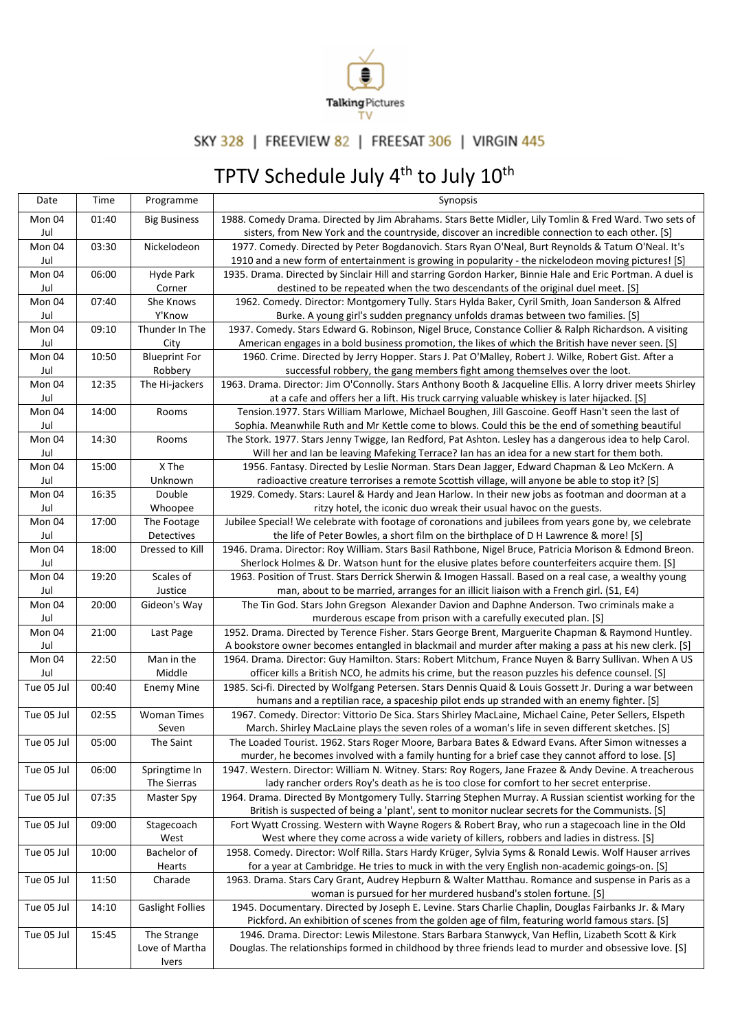Talking Pictures TV

SKY 328 | FREEVIEW 82 | FREESAT 306 | VIRGIN 445

# TPTV Schedule July 4th to July 10th

| Date | Time | Programme | Synopsis |
|---|---|---|---|
| Mon 04 Jul | 01:40 | Big Business | 1988. Comedy Drama. Directed by Jim Abrahams. Stars Bette Midler, Lily Tomlin & Fred Ward. Two sets of sisters, from New York and the countryside, discover an incredible connection to each other. [S] |
| Mon 04 Jul | 03:30 | Nickelodeon | 1977. Comedy. Directed by Peter Bogdanovich. Stars Ryan O'Neal, Burt Reynolds & Tatum O'Neal. It's 1910 and a new form of entertainment is growing in popularity - the nickelodeon moving pictures! [S] |
| Mon 04 Jul | 06:00 | Hyde Park Corner | 1935. Drama. Directed by Sinclair Hill and starring Gordon Harker, Binnie Hale and Eric Portman. A duel is destined to be repeated when the two descendants of the original duel meet. [S] |
| Mon 04 Jul | 07:40 | She Knows Y'Know | 1962. Comedy. Director: Montgomery Tully. Stars Hylda Baker, Cyril Smith, Joan Sanderson & Alfred Burke. A young girl's sudden pregnancy unfolds dramas between two families. [S] |
| Mon 04 Jul | 09:10 | Thunder In The City | 1937. Comedy. Stars Edward G. Robinson, Nigel Bruce, Constance Collier & Ralph Richardson. A visiting American engages in a bold business promotion, the likes of which the British have never seen. [S] |
| Mon 04 Jul | 10:50 | Blueprint For Robbery | 1960. Crime. Directed by Jerry Hopper. Stars J. Pat O'Malley, Robert J. Wilke, Robert Gist. After a successful robbery, the gang members fight among themselves over the loot. |
| Mon 04 Jul | 12:35 | The Hi-jackers | 1963. Drama. Director: Jim O'Connolly. Stars Anthony Booth & Jacqueline Ellis. A lorry driver meets Shirley at a cafe and offers her a lift. His truck carrying valuable whiskey is later hijacked. [S] |
| Mon 04 Jul | 14:00 | Rooms | Tension.1977. Stars William Marlowe, Michael Boughen, Jill Gascoine. Geoff Hasn't seen the last of Sophia. Meanwhile Ruth and Mr Kettle come to blows. Could this be the end of something beautiful |
| Mon 04 Jul | 14:30 | Rooms | The Stork. 1977. Stars Jenny Twigge, Ian Redford, Pat Ashton. Lesley has a dangerous idea to help Carol. Will her and Ian be leaving Mafeking Terrace? Ian has an idea for a new start for them both. |
| Mon 04 Jul | 15:00 | X The Unknown | 1956. Fantasy. Directed by Leslie Norman. Stars Dean Jagger, Edward Chapman & Leo McKern. A radioactive creature terrorises a remote Scottish village, will anyone be able to stop it? [S] |
| Mon 04 Jul | 16:35 | Double Whoopee | 1929. Comedy. Stars: Laurel & Hardy and Jean Harlow. In their new jobs as footman and doorman at a ritzy hotel, the iconic duo wreak their usual havoc on the guests. |
| Mon 04 Jul | 17:00 | The Footage Detectives | Jubilee Special! We celebrate with footage of coronations and jubilees from years gone by, we celebrate the life of Peter Bowles, a short film on the birthplace of D H Lawrence & more! [S] |
| Mon 04 Jul | 18:00 | Dressed to Kill | 1946. Drama. Director: Roy William. Stars Basil Rathbone, Nigel Bruce, Patricia Morison & Edmond Breon. Sherlock Holmes & Dr. Watson hunt for the elusive plates before counterfeiters acquire them. [S] |
| Mon 04 Jul | 19:20 | Scales of Justice | 1963. Position of Trust. Stars Derrick Sherwin & Imogen Hassall. Based on a real case, a wealthy young man, about to be married, arranges for an illicit liaison with a French girl. (S1, E4) |
| Mon 04 Jul | 20:00 | Gideon's Way | The Tin God. Stars John Gregson Alexander Davion and Daphne Anderson. Two criminals make a murderous escape from prison with a carefully executed plan. [S] |
| Mon 04 Jul | 21:00 | Last Page | 1952. Drama. Directed by Terence Fisher. Stars George Brent, Marguerite Chapman & Raymond Huntley. A bookstore owner becomes entangled in blackmail and murder after making a pass at his new clerk. [S] |
| Mon 04 Jul | 22:50 | Man in the Middle | 1964. Drama. Director: Guy Hamilton. Stars: Robert Mitchum, France Nuyen & Barry Sullivan. When A US officer kills a British NCO, he admits his crime, but the reason puzzles his defence counsel. [S] |
| Tue 05 Jul | 00:40 | Enemy Mine | 1985. Sci-fi. Directed by Wolfgang Petersen. Stars Dennis Quaid & Louis Gossett Jr. During a war between humans and a reptilian race, a spaceship pilot ends up stranded with an enemy fighter. [S] |
| Tue 05 Jul | 02:55 | Woman Times Seven | 1967. Comedy. Director: Vittorio De Sica. Stars Shirley MacLaine, Michael Caine, Peter Sellers, Elspeth March. Shirley MacLaine plays the seven roles of a woman's life in seven different sketches. [S] |
| Tue 05 Jul | 05:00 | The Saint | The Loaded Tourist. 1962. Stars Roger Moore, Barbara Bates & Edward Evans. After Simon witnesses a murder, he becomes involved with a family hunting for a brief case they cannot afford to lose. [S] |
| Tue 05 Jul | 06:00 | Springtime In The Sierras | 1947. Western. Director: William N. Witney. Stars: Roy Rogers, Jane Frazee & Andy Devine. A treacherous lady rancher orders Roy's death as he is too close for comfort to her secret enterprise. |
| Tue 05 Jul | 07:35 | Master Spy | 1964. Drama. Directed By Montgomery Tully. Starring Stephen Murray. A Russian scientist working for the British is suspected of being a 'plant', sent to monitor nuclear secrets for the Communists. [S] |
| Tue 05 Jul | 09:00 | Stagecoach West | Fort Wyatt Crossing. Western with Wayne Rogers & Robert Bray, who run a stagecoach line in the Old West where they come across a wide variety of killers, robbers and ladies in distress. [S] |
| Tue 05 Jul | 10:00 | Bachelor of Hearts | 1958. Comedy. Director: Wolf Rilla. Stars Hardy Krüger, Sylvia Syms & Ronald Lewis. Wolf Hauser arrives for a year at Cambridge. He tries to muck in with the very English non-academic goings-on. [S] |
| Tue 05 Jul | 11:50 | Charade | 1963. Drama. Stars Cary Grant, Audrey Hepburn & Walter Matthau. Romance and suspense in Paris as a woman is pursued for her murdered husband's stolen fortune. [S] |
| Tue 05 Jul | 14:10 | Gaslight Follies | 1945. Documentary. Directed by Joseph E. Levine. Stars Charlie Chaplin, Douglas Fairbanks Jr. & Mary Pickford. An exhibition of scenes from the golden age of film, featuring world famous stars. [S] |
| Tue 05 Jul | 15:45 | The Strange Love of Martha Ivers | 1946. Drama. Director: Lewis Milestone. Stars Barbara Stanwyck, Van Heflin, Lizabeth Scott & Kirk Douglas. The relationships formed in childhood by three friends lead to murder and obsessive love. [S] |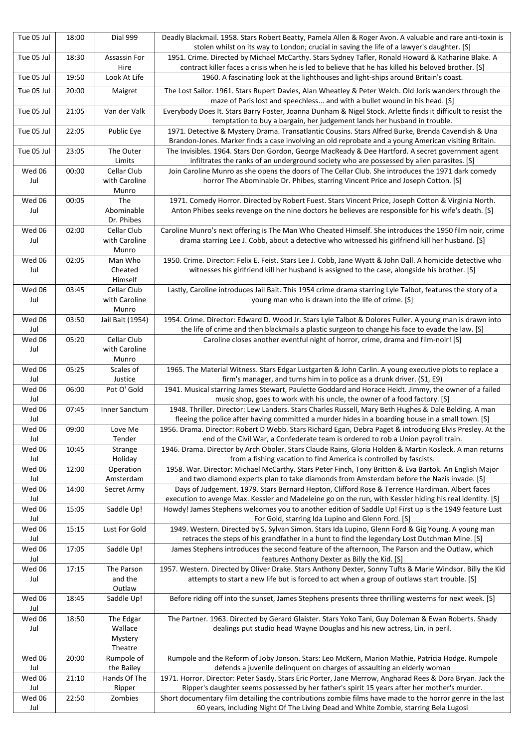| Tue 05 Jul | 18:00 | Dial 999 | Deadly Blackmail. 1958. Stars Robert Beatty, Pamela Allen & Roger Avon. A valuable and rare anti-toxin is stolen whilst on its way to London; crucial in saving the life of a lawyer's daughter. [S] |
|---|---|---|---|
| Tue 05 Jul | 18:30 | Assassin For Hire | 1951. Crime. Directed by Michael McCarthy. Stars Sydney Tafler, Ronald Howard & Katharine Blake. A contract killer faces a crisis when he is led to believe that he has killed his beloved brother. [S] |
| Tue 05 Jul | 19:50 | Look At Life | 1960. A fascinating look at the lighthouses and light-ships around Britain's coast. |
| Tue 05 Jul | 20:00 | Maigret | The Lost Sailor. 1961. Stars Rupert Davies, Alan Wheatley & Peter Welch. Old Joris wanders through the maze of Paris lost and speechless... and with a bullet wound in his head. [S] |
| Tue 05 Jul | 21:05 | Van der Valk | Everybody Does It. Stars Barry Foster, Joanna Dunham & Nigel Stock. Arlette finds it difficult to resist the temptation to buy a bargain, her judgement lands her husband in trouble. |
| Tue 05 Jul | 22:05 | Public Eye | 1971. Detective & Mystery Drama. Transatlantic Cousins. Stars Alfred Burke, Brenda Cavendish & Una Brandon-Jones. Marker finds a case involving an old reprobate and a young American visiting Britain. |
| Tue 05 Jul | 23:05 | The Outer Limits | The Invisibles. 1964. Stars Don Gordon, George MacReady & Dee Hartford. A secret government agent infiltrates the ranks of an underground society who are possessed by alien parasites. [S] |
| Wed 06 Jul | 00:00 | Cellar Club with Caroline Munro | Join Caroline Munro as she opens the doors of The Cellar Club. She introduces the 1971 dark comedy horror The Abominable Dr. Phibes, starring Vincent Price and Joseph Cotton. [S] |
| Wed 06 Jul | 00:05 | The Abominable Dr. Phibes | 1971. Comedy Horror. Directed by Robert Fuest. Stars Vincent Price, Joseph Cotton & Virginia North. Anton Phibes seeks revenge on the nine doctors he believes are responsible for his wife's death. [S] |
| Wed 06 Jul | 02:00 | Cellar Club with Caroline Munro | Caroline Munro's next offering is The Man Who Cheated Himself. She introduces the 1950 film noir, crime drama starring Lee J. Cobb, about a detective who witnessed his girlfriend kill her husband. [S] |
| Wed 06 Jul | 02:05 | Man Who Cheated Himself | 1950. Crime. Director: Felix E. Feist. Stars Lee J. Cobb, Jane Wyatt & John Dall. A homicide detective who witnesses his girlfriend kill her husband is assigned to the case, alongside his brother. [S] |
| Wed 06 Jul | 03:45 | Cellar Club with Caroline Munro | Lastly, Caroline introduces Jail Bait. This 1954 crime drama starring Lyle Talbot, features the story of a young man who is drawn into the life of crime. [S] |
| Wed 06 Jul | 03:50 | Jail Bait (1954) | 1954. Crime. Director: Edward D. Wood Jr. Stars Lyle Talbot & Dolores Fuller. A young man is drawn into the life of crime and then blackmails a plastic surgeon to change his face to evade the law. [S] |
| Wed 06 Jul | 05:20 | Cellar Club with Caroline Munro | Caroline closes another eventful night of horror, crime, drama and film-noir! [S] |
| Wed 06 Jul | 05:25 | Scales of Justice | 1965. The Material Witness. Stars Edgar Lustgarten & John Carlin. A young executive plots to replace a firm's manager, and turns him in to police as a drunk driver. (S1, E9) |
| Wed 06 Jul | 06:00 | Pot O' Gold | 1941. Musical starring James Stewart, Paulette Goddard and Horace Heidt. Jimmy, the owner of a failed music shop, goes to work with his uncle, the owner of a food factory. [S] |
| Wed 06 Jul | 07:45 | Inner Sanctum | 1948. Thriller. Director: Lew Landers. Stars Charles Russell, Mary Beth Hughes & Dale Belding. A man fleeing the police after having committed a murder hides in a boarding house in a small town. [S] |
| Wed 06 Jul | 09:00 | Love Me Tender | 1956. Drama. Director: Robert D Webb. Stars Richard Egan, Debra Paget & introducing Elvis Presley. At the end of the Civil War, a Confederate team is ordered to rob a Union payroll train. |
| Wed 06 Jul | 10:45 | Strange Holiday | 1946. Drama. Director by Arch Oboler. Stars Claude Rains, Gloria Holden & Martin Kosleck. A man returns from a fishing vacation to find America is controlled by fascists. |
| Wed 06 Jul | 12:00 | Operation Amsterdam | 1958. War. Director: Michael McCarthy. Stars Peter Finch, Tony Britton & Eva Bartok. An English Major and two diamond experts plan to take diamonds from Amsterdam before the Nazis invade. [S] |
| Wed 06 Jul | 14:00 | Secret Army | Days of Judgement. 1979. Stars Bernard Hepton, Clifford Rose & Terrence Hardiman. Albert faces execution to avenge Max. Kessler and Madeleine go on the run, with Kessler hiding his real identity. [S] |
| Wed 06 Jul | 15:05 | Saddle Up! | Howdy! James Stephens welcomes you to another edition of Saddle Up! First up is the 1949 feature Lust For Gold, starring Ida Lupino and Glenn Ford. [S] |
| Wed 06 Jul | 15:15 | Lust For Gold | 1949. Western. Directed by S. Sylvan Simon. Stars Ida Lupino, Glenn Ford & Gig Young. A young man retraces the steps of his grandfather in a hunt to find the legendary Lost Dutchman Mine. [S] |
| Wed 06 Jul | 17:05 | Saddle Up! | James Stephens introduces the second feature of the afternoon, The Parson and the Outlaw, which features Anthony Dexter as Billy the Kid. [S] |
| Wed 06 Jul | 17:15 | The Parson and the Outlaw | 1957. Western. Directed by Oliver Drake. Stars Anthony Dexter, Sonny Tufts & Marie Windsor. Billy the Kid attempts to start a new life but is forced to act when a group of outlaws start trouble. [S] |
| Wed 06 Jul | 18:45 | Saddle Up! | Before riding off into the sunset, James Stephens presents three thrilling westerns for next week. [S] |
| Wed 06 Jul | 18:50 | The Edgar Wallace Mystery Theatre | The Partner. 1963. Directed by Gerard Glaister. Stars Yoko Tani, Guy Doleman & Ewan Roberts. Shady dealings put studio head Wayne Douglas and his new actress, Lin, in peril. |
| Wed 06 Jul | 20:00 | Rumpole of the Bailey | Rumpole and the Reform of Joby Jonson. Stars: Leo McKern, Marion Mathie, Patricia Hodge. Rumpole defends a juvenile delinquent on charges of assaulting an elderly woman |
| Wed 06 Jul | 21:10 | Hands Of The Ripper | 1971. Horror. Director: Peter Sasdy. Stars Eric Porter, Jane Merrow, Angharad Rees & Dora Bryan. Jack the Ripper's daughter seems possessed by her father's spirit 15 years after her mother's murder. |
| Wed 06 Jul | 22:50 | Zombies | Short documentary film detailing the contributions zombie films have made to the horror genre in the last 60 years, including Night Of The Living Dead and White Zombie, starring Bela Lugosi |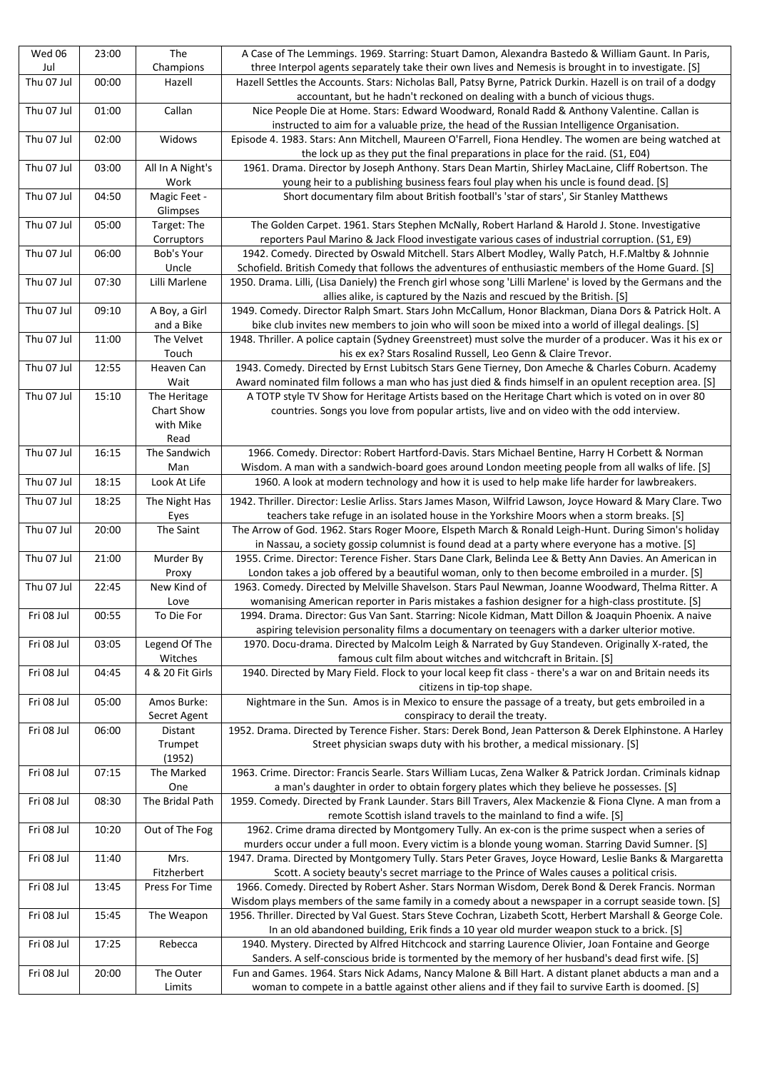| Wed 06 Jul | 23:00 | The Champions | A Case of The Lemmings. 1969. Starring: Stuart Damon, Alexandra Bastedo & William Gaunt. In Paris, three Interpol agents separately take their own lives and Nemesis is brought in to investigate. [S] |
|---|---|---|---|
| Thu 07 Jul | 00:00 | Hazell | Hazell Settles the Accounts. Stars: Nicholas Ball, Patsy Byrne, Patrick Durkin. Hazell is on trail of a dodgy accountant, but he hadn't reckoned on dealing with a bunch of vicious thugs. |
| Thu 07 Jul | 01:00 | Callan | Nice People Die at Home. Stars: Edward Woodward, Ronald Radd & Anthony Valentine. Callan is instructed to aim for a valuable prize, the head of the Russian Intelligence Organisation. |
| Thu 07 Jul | 02:00 | Widows | Episode 4. 1983. Stars: Ann Mitchell, Maureen O'Farrell, Fiona Hendley. The women are being watched at the lock up as they put the final preparations in place for the raid. (S1, E04) |
| Thu 07 Jul | 03:00 | All In A Night's Work | 1961. Drama. Director by Joseph Anthony. Stars Dean Martin, Shirley MacLaine, Cliff Robertson. The young heir to a publishing business fears foul play when his uncle is found dead. [S] |
| Thu 07 Jul | 04:50 | Magic Feet - Glimpses | Short documentary film about British football's 'star of stars', Sir Stanley Matthews |
| Thu 07 Jul | 05:00 | Target: The Corruptors | The Golden Carpet. 1961. Stars Stephen McNally, Robert Harland & Harold J. Stone. Investigative reporters Paul Marino & Jack Flood investigate various cases of industrial corruption. (S1, E9) |
| Thu 07 Jul | 06:00 | Bob's Your Uncle | 1942. Comedy. Directed by Oswald Mitchell. Stars Albert Modley, Wally Patch, H.F.Maltby & Johnnie Schofield. British Comedy that follows the adventures of enthusiastic members of the Home Guard. [S] |
| Thu 07 Jul | 07:30 | Lilli Marlene | 1950. Drama. Lilli, (Lisa Daniely) the French girl whose song 'Lilli Marlene' is loved by the Germans and the allies alike, is captured by the Nazis and rescued by the British. [S] |
| Thu 07 Jul | 09:10 | A Boy, a Girl and a Bike | 1949. Comedy. Director Ralph Smart. Stars John McCallum, Honor Blackman, Diana Dors & Patrick Holt. A bike club invites new members to join who will soon be mixed into a world of illegal dealings. [S] |
| Thu 07 Jul | 11:00 | The Velvet Touch | 1948. Thriller. A police captain (Sydney Greenstreet) must solve the murder of a producer. Was it his ex or his ex ex? Stars Rosalind Russell, Leo Genn & Claire Trevor. |
| Thu 07 Jul | 12:55 | Heaven Can Wait | 1943. Comedy. Directed by Ernst Lubitsch Stars Gene Tierney, Don Ameche & Charles Coburn. Academy Award nominated film follows a man who has just died & finds himself in an opulent reception area. [S] |
| Thu 07 Jul | 15:10 | The Heritage Chart Show with Mike Read | A TOTP style TV Show for Heritage Artists based on the Heritage Chart which is voted on in over 80 countries. Songs you love from popular artists, live and on video with the odd interview. |
| Thu 07 Jul | 16:15 | The Sandwich Man | 1966. Comedy. Director: Robert Hartford-Davis. Stars Michael Bentine, Harry H Corbett & Norman Wisdom. A man with a sandwich-board goes around London meeting people from all walks of life. [S] |
| Thu 07 Jul | 18:15 | Look At Life | 1960. A look at modern technology and how it is used to help make life harder for lawbreakers. |
| Thu 07 Jul | 18:25 | The Night Has Eyes | 1942. Thriller. Director: Leslie Arliss. Stars James Mason, Wilfrid Lawson, Joyce Howard & Mary Clare. Two teachers take refuge in an isolated house in the Yorkshire Moors when a storm breaks. [S] |
| Thu 07 Jul | 20:00 | The Saint | The Arrow of God. 1962. Stars Roger Moore, Elspeth March & Ronald Leigh-Hunt. During Simon's holiday in Nassau, a society gossip columnist is found dead at a party where everyone has a motive. [S] |
| Thu 07 Jul | 21:00 | Murder By Proxy | 1955. Crime. Director: Terence Fisher. Stars Dane Clark, Belinda Lee & Betty Ann Davies. An American in London takes a job offered by a beautiful woman, only to then become embroiled in a murder. [S] |
| Thu 07 Jul | 22:45 | New Kind of Love | 1963. Comedy. Directed by Melville Shavelson. Stars Paul Newman, Joanne Woodward, Thelma Ritter. A womanising American reporter in Paris mistakes a fashion designer for a high-class prostitute. [S] |
| Fri 08 Jul | 00:55 | To Die For | 1994. Drama. Director: Gus Van Sant. Starring: Nicole Kidman, Matt Dillon & Joaquin Phoenix. A naive aspiring television personality films a documentary on teenagers with a darker ulterior motive. |
| Fri 08 Jul | 03:05 | Legend Of The Witches | 1970. Docu-drama. Directed by Malcolm Leigh & Narrated by Guy Standeven. Originally X-rated, the famous cult film about witches and witchcraft in Britain. [S] |
| Fri 08 Jul | 04:45 | 4 & 20 Fit Girls | 1940. Directed by Mary Field. Flock to your local keep fit class - there's a war on and Britain needs its citizens in tip-top shape. |
| Fri 08 Jul | 05:00 | Amos Burke: Secret Agent | Nightmare in the Sun. Amos is in Mexico to ensure the passage of a treaty, but gets embroiled in a conspiracy to derail the treaty. |
| Fri 08 Jul | 06:00 | Distant Trumpet (1952) | 1952. Drama. Directed by Terence Fisher. Stars: Derek Bond, Jean Patterson & Derek Elphinstone. A Harley Street physician swaps duty with his brother, a medical missionary. [S] |
| Fri 08 Jul | 07:15 | The Marked One | 1963. Crime. Director: Francis Searle. Stars William Lucas, Zena Walker & Patrick Jordan. Criminals kidnap a man's daughter in order to obtain forgery plates which they believe he possesses. [S] |
| Fri 08 Jul | 08:30 | The Bridal Path | 1959. Comedy. Directed by Frank Launder. Stars Bill Travers, Alex Mackenzie & Fiona Clyne. A man from a remote Scottish island travels to the mainland to find a wife. [S] |
| Fri 08 Jul | 10:20 | Out of The Fog | 1962. Crime drama directed by Montgomery Tully. An ex-con is the prime suspect when a series of murders occur under a full moon. Every victim is a blonde young woman. Starring David Sumner. [S] |
| Fri 08 Jul | 11:40 | Mrs. Fitzherbert | 1947. Drama. Directed by Montgomery Tully. Stars Peter Graves, Joyce Howard, Leslie Banks & Margaretta Scott. A society beauty's secret marriage to the Prince of Wales causes a political crisis. |
| Fri 08 Jul | 13:45 | Press For Time | 1966. Comedy. Directed by Robert Asher. Stars Norman Wisdom, Derek Bond & Derek Francis. Norman Wisdom plays members of the same family in a comedy about a newspaper in a corrupt seaside town. [S] |
| Fri 08 Jul | 15:45 | The Weapon | 1956. Thriller. Directed by Val Guest. Stars Steve Cochran, Lizabeth Scott, Herbert Marshall & George Cole. In an old abandoned building, Erik finds a 10 year old murder weapon stuck to a brick. [S] |
| Fri 08 Jul | 17:25 | Rebecca | 1940. Mystery. Directed by Alfred Hitchcock and starring Laurence Olivier, Joan Fontaine and George Sanders. A self-conscious bride is tormented by the memory of her husband's dead first wife. [S] |
| Fri 08 Jul | 20:00 | The Outer Limits | Fun and Games. 1964. Stars Nick Adams, Nancy Malone & Bill Hart. A distant planet abducts a man and a woman to compete in a battle against other aliens and if they fail to survive Earth is doomed. [S] |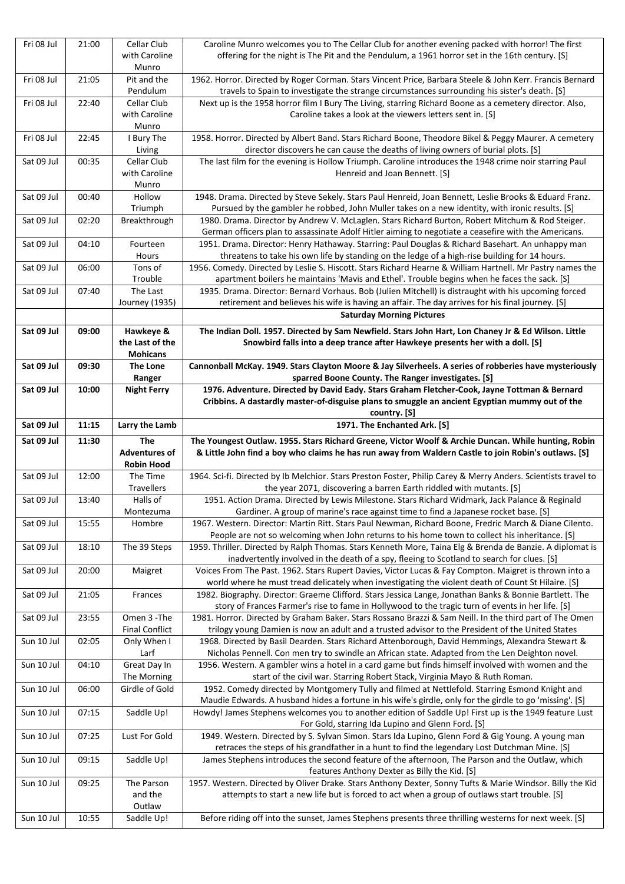| | | | |
|---|---|---|---|
| Fri 08 Jul | 21:00 | Cellar Club with Caroline Munro | Caroline Munro welcomes you to The Cellar Club for another evening packed with horror! The first offering for the night is The Pit and the Pendulum, a 1961 horror set in the 16th century. [S] |
| Fri 08 Jul | 21:05 | Pit and the Pendulum | 1962. Horror. Directed by Roger Corman. Stars Vincent Price, Barbara Steele & John Kerr. Francis Bernard travels to Spain to investigate the strange circumstances surrounding his sister's death. [S] |
| Fri 08 Jul | 22:40 | Cellar Club with Caroline Munro | Next up is the 1958 horror film I Bury The Living, starring Richard Boone as a cemetery director. Also, Caroline takes a look at the viewers letters sent in. [S] |
| Fri 08 Jul | 22:45 | I Bury The Living | 1958. Horror. Directed by Albert Band. Stars Richard Boone, Theodore Bikel & Peggy Maurer. A cemetery director discovers he can cause the deaths of living owners of burial plots. [S] |
| Sat 09 Jul | 00:35 | Cellar Club with Caroline Munro | The last film for the evening is Hollow Triumph. Caroline introduces the 1948 crime noir starring Paul Henreid and Joan Bennett. [S] |
| Sat 09 Jul | 00:40 | Hollow Triumph | 1948. Drama. Directed by Steve Sekely. Stars Paul Henreid, Joan Bennett, Leslie Brooks & Eduard Franz. Pursued by the gambler he robbed, John Muller takes on a new identity, with ironic results. [S] |
| Sat 09 Jul | 02:20 | Breakthrough | 1980. Drama. Director by Andrew V. McLaglen. Stars Richard Burton, Robert Mitchum & Rod Steiger. German officers plan to assassinate Adolf Hitler aiming to negotiate a ceasefire with the Americans. |
| Sat 09 Jul | 04:10 | Fourteen Hours | 1951. Drama. Director: Henry Hathaway. Starring: Paul Douglas & Richard Basehart. An unhappy man threatens to take his own life by standing on the ledge of a high-rise building for 14 hours. |
| Sat 09 Jul | 06:00 | Tons of Trouble | 1956. Comedy. Directed by Leslie S. Hiscott. Stars Richard Hearne & William Hartnell. Mr Pastry names the apartment boilers he maintains 'Mavis and Ethel'. Trouble begins when he faces the sack. [S] |
| Sat 09 Jul | 07:40 | The Last Journey (1935) | 1935. Drama. Director: Bernard Vorhaus. Bob (Julien Mitchell) is distraught with his upcoming forced retirement and believes his wife is having an affair. The day arrives for his final journey. [S] |
| | | | **Saturday Morning Pictures** |
| **Sat 09 Jul** | **09:00** | **Hawkeye & the Last of the Mohicans** | **The Indian Doll. 1957. Directed by Sam Newfield. Stars John Hart, Lon Chaney Jr & Ed Wilson. Little Snowbird falls into a deep trance after Hawkeye presents her with a doll. [S]** |
| **Sat 09 Jul** | **09:30** | **The Lone Ranger** | **Cannonball McKay. 1949. Stars Clayton Moore & Jay Silverheels. A series of robberies have mysteriously sparred Boone County. The Ranger investigates. [S]** |
| **Sat 09 Jul** | **10:00** | **Night Ferry** | **1976. Adventure. Directed by David Eady. Stars Graham Fletcher-Cook, Jayne Tottman & Bernard Cribbins. A dastardly master-of-disguise plans to smuggle an ancient Egyptian mummy out of the country. [S]** |
| **Sat 09 Jul** | **11:15** | **Larry the Lamb** | **1971. The Enchanted Ark. [S]** |
| **Sat 09 Jul** | **11:30** | **The Adventures of Robin Hood** | **The Youngest Outlaw. 1955. Stars Richard Greene, Victor Woolf & Archie Duncan. While hunting, Robin & Little John find a boy who claims he has run away from Waldern Castle to join Robin's outlaws. [S]** |
| Sat 09 Jul | 12:00 | The Time Travellers | 1964. Sci-fi. Directed by Ib Melchior. Stars Preston Foster, Philip Carey & Merry Anders. Scientists travel to the year 2071, discovering a barren Earth riddled with mutants. [S] |
| Sat 09 Jul | 13:40 | Halls of Montezuma | 1951. Action Drama. Directed by Lewis Milestone. Stars Richard Widmark, Jack Palance & Reginald Gardiner. A group of marine's race against time to find a Japanese rocket base. [S] |
| Sat 09 Jul | 15:55 | Hombre | 1967. Western. Director: Martin Ritt. Stars Paul Newman, Richard Boone, Fredric March & Diane Cilento. People are not so welcoming when John returns to his home town to collect his inheritance. [S] |
| Sat 09 Jul | 18:10 | The 39 Steps | 1959. Thriller. Directed by Ralph Thomas. Stars Kenneth More, Taina Elg & Brenda de Banzie. A diplomat is inadvertently involved in the death of a spy, fleeing to Scotland to search for clues. [S] |
| Sat 09 Jul | 20:00 | Maigret | Voices From The Past. 1962. Stars Rupert Davies, Victor Lucas & Fay Compton. Maigret is thrown into a world where he must tread delicately when investigating the violent death of Count St Hilaire. [S] |
| Sat 09 Jul | 21:05 | Frances | 1982. Biography. Director: Graeme Clifford. Stars Jessica Lange, Jonathan Banks & Bonnie Bartlett. The story of Frances Farmer's rise to fame in Hollywood to the tragic turn of events in her life. [S] |
| Sat 09 Jul | 23:55 | Omen 3 -The Final Conflict | 1981. Horror. Directed by Graham Baker. Stars Rossano Brazzi & Sam Neill. In the third part of The Omen trilogy young Damien is now an adult and a trusted advisor to the President of the United States |
| Sun 10 Jul | 02:05 | Only When I Larf | 1968. Directed by Basil Dearden. Stars Richard Attenborough, David Hemmings, Alexandra Stewart & Nicholas Pennell. Con men try to swindle an African state. Adapted from the Len Deighton novel. |
| Sun 10 Jul | 04:10 | Great Day In The Morning | 1956. Western. A gambler wins a hotel in a card game but finds himself involved with women and the start of the civil war. Starring Robert Stack, Virginia Mayo & Ruth Roman. |
| Sun 10 Jul | 06:00 | Girdle of Gold | 1952. Comedy directed by Montgomery Tully and filmed at Nettlefold. Starring Esmond Knight and Maudie Edwards. A husband hides a fortune in his wife's girdle, only for the girdle to go 'missing'. [S] |
| Sun 10 Jul | 07:15 | Saddle Up! | Howdy! James Stephens welcomes you to another edition of Saddle Up! First up is the 1949 feature Lust For Gold, starring Ida Lupino and Glenn Ford. [S] |
| Sun 10 Jul | 07:25 | Lust For Gold | 1949. Western. Directed by S. Sylvan Simon. Stars Ida Lupino, Glenn Ford & Gig Young. A young man retraces the steps of his grandfather in a hunt to find the legendary Lost Dutchman Mine. [S] |
| Sun 10 Jul | 09:15 | Saddle Up! | James Stephens introduces the second feature of the afternoon, The Parson and the Outlaw, which features Anthony Dexter as Billy the Kid. [S] |
| Sun 10 Jul | 09:25 | The Parson and the Outlaw | 1957. Western. Directed by Oliver Drake. Stars Anthony Dexter, Sonny Tufts & Marie Windsor. Billy the Kid attempts to start a new life but is forced to act when a group of outlaws start trouble. [S] |
| Sun 10 Jul | 10:55 | Saddle Up! | Before riding off into the sunset, James Stephens presents three thrilling westerns for next week. [S] |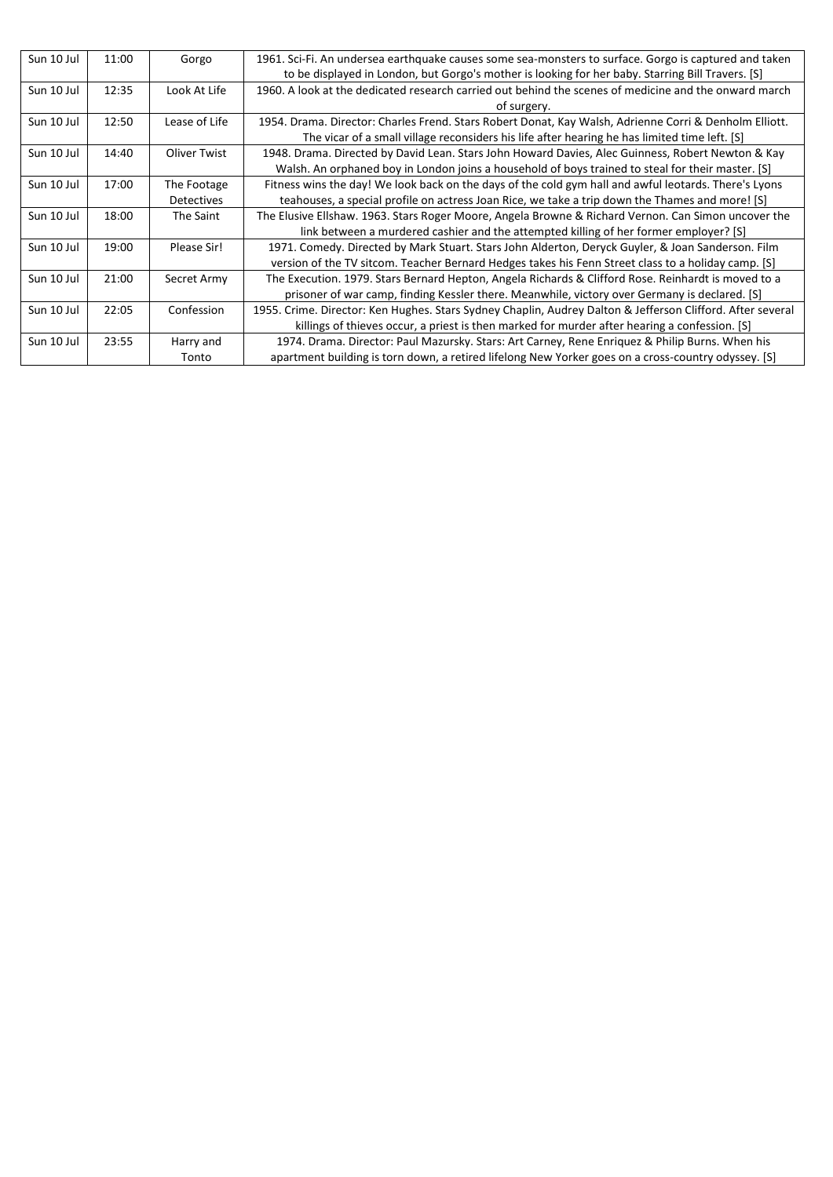| | | | |
|---|---|---|---|
| Sun 10 Jul | 11:00 | Gorgo | 1961. Sci-Fi. An undersea earthquake causes some sea-monsters to surface. Gorgo is captured and taken to be displayed in London, but Gorgo's mother is looking for her baby. Starring Bill Travers. [S] |
| Sun 10 Jul | 12:35 | Look At Life | 1960. A look at the dedicated research carried out behind the scenes of medicine and the onward march of surgery. |
| Sun 10 Jul | 12:50 | Lease of Life | 1954. Drama. Director: Charles Frend. Stars Robert Donat, Kay Walsh, Adrienne Corri & Denholm Elliott. The vicar of a small village reconsiders his life after hearing he has limited time left. [S] |
| Sun 10 Jul | 14:40 | Oliver Twist | 1948. Drama. Directed by David Lean. Stars John Howard Davies, Alec Guinness, Robert Newton & Kay Walsh. An orphaned boy in London joins a household of boys trained to steal for their master. [S] |
| Sun 10 Jul | 17:00 | The Footage Detectives | Fitness wins the day! We look back on the days of the cold gym hall and awful leotards. There's Lyons teahouses, a special profile on actress Joan Rice, we take a trip down the Thames and more! [S] |
| Sun 10 Jul | 18:00 | The Saint | The Elusive Ellshaw. 1963. Stars Roger Moore, Angela Browne & Richard Vernon. Can Simon uncover the link between a murdered cashier and the attempted killing of her former employer? [S] |
| Sun 10 Jul | 19:00 | Please Sir! | 1971. Comedy. Directed by Mark Stuart. Stars John Alderton, Deryck Guyler, & Joan Sanderson. Film version of the TV sitcom. Teacher Bernard Hedges takes his Fenn Street class to a holiday camp. [S] |
| Sun 10 Jul | 21:00 | Secret Army | The Execution. 1979. Stars Bernard Hepton, Angela Richards & Clifford Rose. Reinhardt is moved to a prisoner of war camp, finding Kessler there. Meanwhile, victory over Germany is declared. [S] |
| Sun 10 Jul | 22:05 | Confession | 1955. Crime. Director: Ken Hughes. Stars Sydney Chaplin, Audrey Dalton & Jefferson Clifford. After several killings of thieves occur, a priest is then marked for murder after hearing a confession. [S] |
| Sun 10 Jul | 23:55 | Harry and Tonto | 1974. Drama. Director: Paul Mazursky. Stars: Art Carney, Rene Enriquez & Philip Burns. When his apartment building is torn down, a retired lifelong New Yorker goes on a cross-country odyssey. [S] |